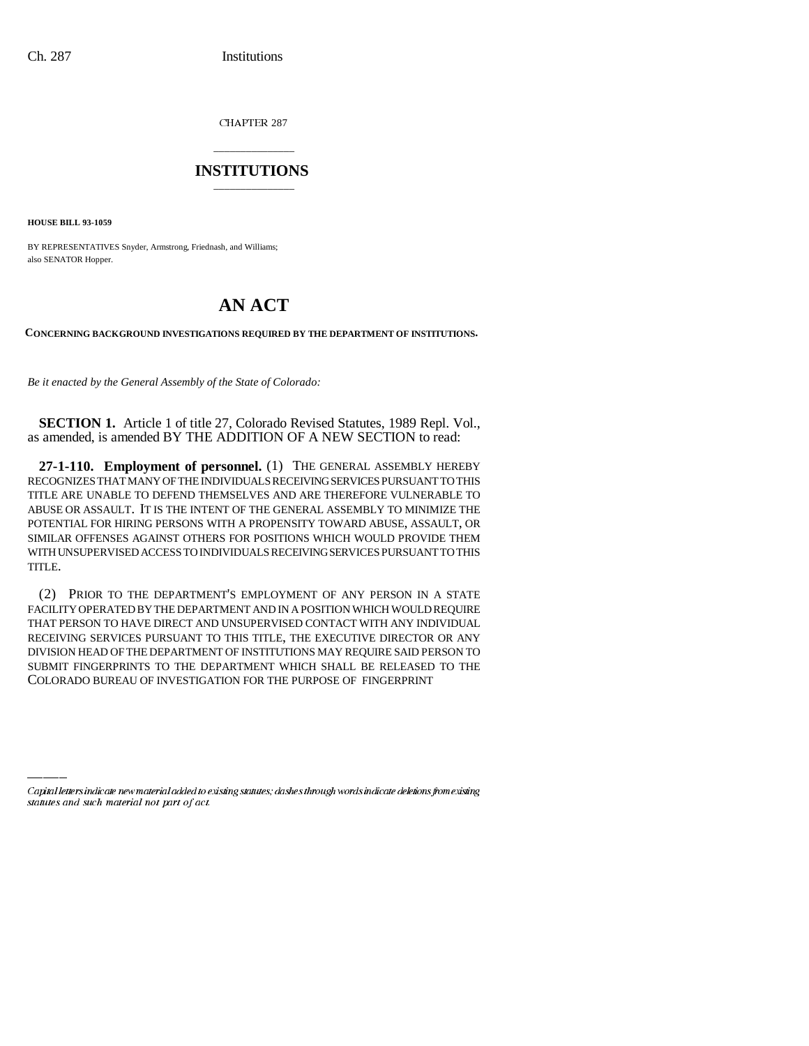CHAPTER 287

# INSTITUTIONS

**HOUSE BILL 93-1059**

BY REPRESENTATIVES Snyder, Armstrong, Friednash, and Williams;
also SENATOR Hopper.

# AN ACT

**CONCERNING BACKGROUND INVESTIGATIONS REQUIRED BY THE DEPARTMENT OF INSTITUTIONS.**

*Be it enacted by the General Assembly of the State of Colorado:*

**SECTION 1.** Article 1 of title 27, Colorado Revised Statutes, 1989 Repl. Vol., as amended, is amended BY THE ADDITION OF A NEW SECTION to read:

**27-1-110. Employment of personnel.** (1) THE GENERAL ASSEMBLY HEREBY RECOGNIZES THAT MANY OF THE INDIVIDUALS RECEIVING SERVICES PURSUANT TO THIS TITLE ARE UNABLE TO DEFEND THEMSELVES AND ARE THEREFORE VULNERABLE TO ABUSE OR ASSAULT. IT IS THE INTENT OF THE GENERAL ASSEMBLY TO MINIMIZE THE POTENTIAL FOR HIRING PERSONS WITH A PROPENSITY TOWARD ABUSE, ASSAULT, OR SIMILAR OFFENSES AGAINST OTHERS FOR POSITIONS WHICH WOULD PROVIDE THEM WITH UNSUPERVISED ACCESS TO INDIVIDUALS RECEIVING SERVICES PURSUANT TO THIS TITLE.

(2) PRIOR TO THE DEPARTMENT'S EMPLOYMENT OF ANY PERSON IN A STATE FACILITY OPERATED BY THE DEPARTMENT AND IN A POSITION WHICH WOULD REQUIRE THAT PERSON TO HAVE DIRECT AND UNSUPERVISED CONTACT WITH ANY INDIVIDUAL RECEIVING SERVICES PURSUANT TO THIS TITLE, THE EXECUTIVE DIRECTOR OR ANY DIVISION HEAD OF THE DEPARTMENT OF INSTITUTIONS MAY REQUIRE SAID PERSON TO SUBMIT FINGERPRINTS TO THE DEPARTMENT WHICH SHALL BE RELEASED TO THE COLORADO BUREAU OF INVESTIGATION FOR THE PURPOSE OF FINGERPRINT

*Capital letters indicate new material added to existing statutes; dashes through words indicate deletions from existing statutes and such material not part of act.*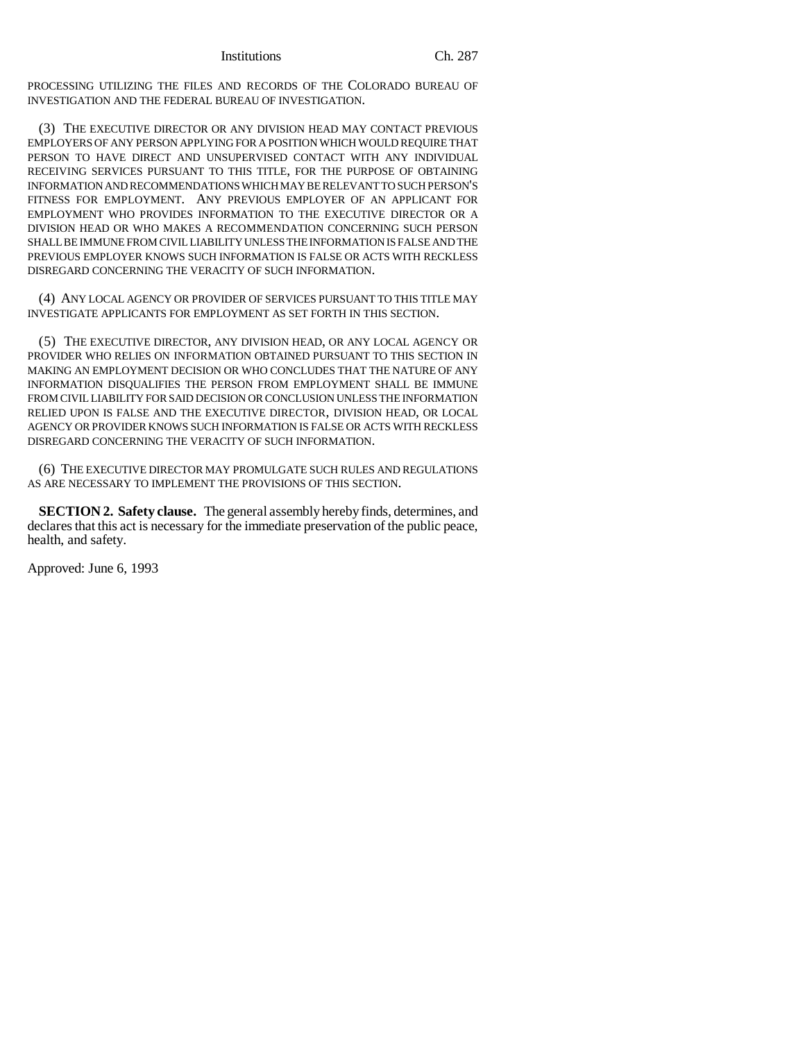PROCESSING UTILIZING THE FILES AND RECORDS OF THE COLORADO BUREAU OF INVESTIGATION AND THE FEDERAL BUREAU OF INVESTIGATION.

(3) THE EXECUTIVE DIRECTOR OR ANY DIVISION HEAD MAY CONTACT PREVIOUS EMPLOYERS OF ANY PERSON APPLYING FOR A POSITION WHICH WOULD REQUIRE THAT PERSON TO HAVE DIRECT AND UNSUPERVISED CONTACT WITH ANY INDIVIDUAL RECEIVING SERVICES PURSUANT TO THIS TITLE, FOR THE PURPOSE OF OBTAINING INFORMATION AND RECOMMENDATIONS WHICH MAY BE RELEVANT TO SUCH PERSON'S FITNESS FOR EMPLOYMENT. ANY PREVIOUS EMPLOYER OF AN APPLICANT FOR EMPLOYMENT WHO PROVIDES INFORMATION TO THE EXECUTIVE DIRECTOR OR A DIVISION HEAD OR WHO MAKES A RECOMMENDATION CONCERNING SUCH PERSON SHALL BE IMMUNE FROM CIVIL LIABILITY UNLESS THE INFORMATION IS FALSE AND THE PREVIOUS EMPLOYER KNOWS SUCH INFORMATION IS FALSE OR ACTS WITH RECKLESS DISREGARD CONCERNING THE VERACITY OF SUCH INFORMATION.

(4) ANY LOCAL AGENCY OR PROVIDER OF SERVICES PURSUANT TO THIS TITLE MAY INVESTIGATE APPLICANTS FOR EMPLOYMENT AS SET FORTH IN THIS SECTION.

(5) THE EXECUTIVE DIRECTOR, ANY DIVISION HEAD, OR ANY LOCAL AGENCY OR PROVIDER WHO RELIES ON INFORMATION OBTAINED PURSUANT TO THIS SECTION IN MAKING AN EMPLOYMENT DECISION OR WHO CONCLUDES THAT THE NATURE OF ANY INFORMATION DISQUALIFIES THE PERSON FROM EMPLOYMENT SHALL BE IMMUNE FROM CIVIL LIABILITY FOR SAID DECISION OR CONCLUSION UNLESS THE INFORMATION RELIED UPON IS FALSE AND THE EXECUTIVE DIRECTOR, DIVISION HEAD, OR LOCAL AGENCY OR PROVIDER KNOWS SUCH INFORMATION IS FALSE OR ACTS WITH RECKLESS DISREGARD CONCERNING THE VERACITY OF SUCH INFORMATION.

(6) THE EXECUTIVE DIRECTOR MAY PROMULGATE SUCH RULES AND REGULATIONS AS ARE NECESSARY TO IMPLEMENT THE PROVISIONS OF THIS SECTION.

**SECTION 2. Safety clause.** The general assembly hereby finds, determines, and declares that this act is necessary for the immediate preservation of the public peace, health, and safety.

Approved: June 6, 1993